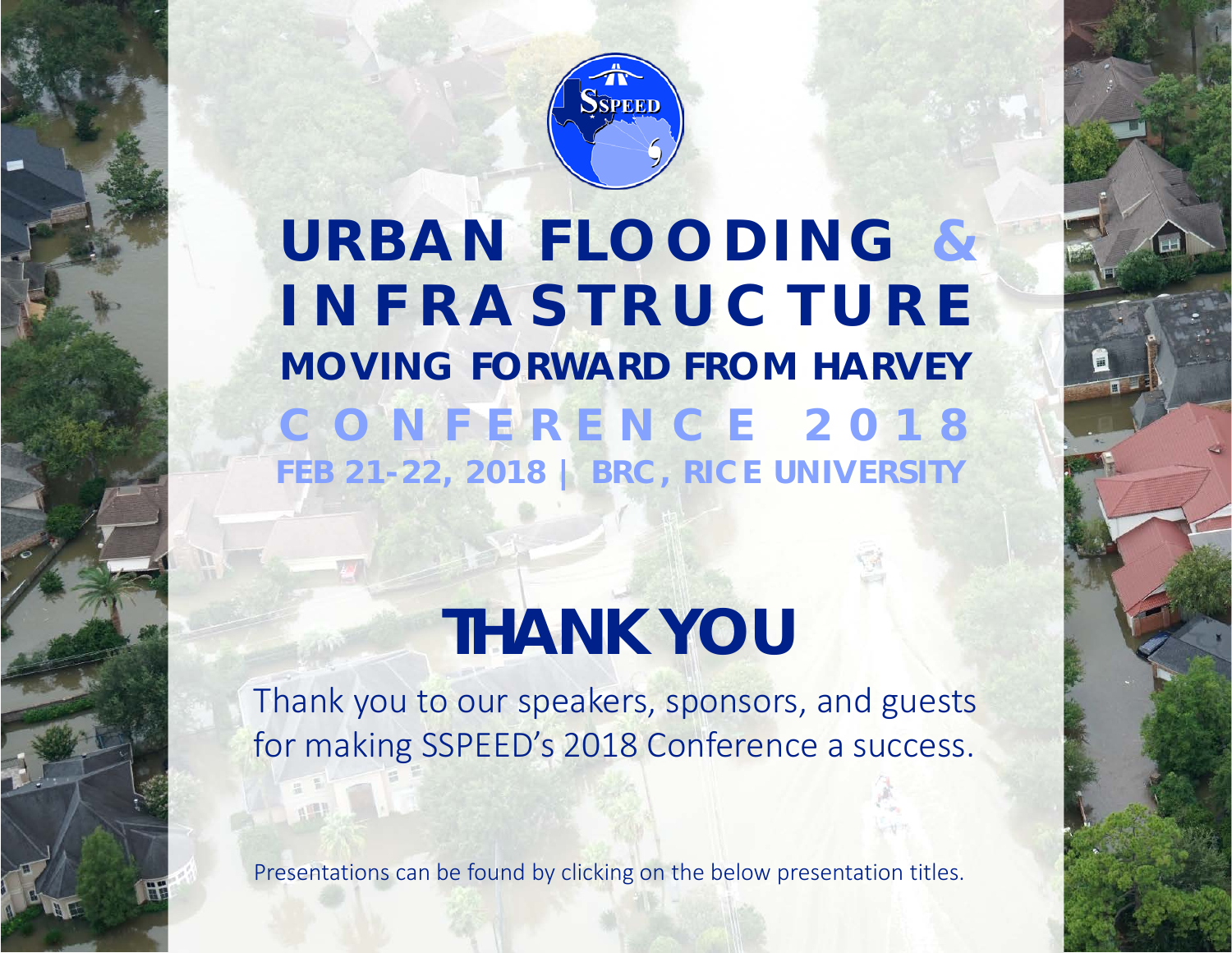# URBAN FLOODING & INFRASTRUCTURE

## MOVING FORWARD FROM HARVEY

## CONFERENCE 2018

**FEB 21-22, 2018 | BRC, RICE UNIVERSITY**

# THANK YOU

Thank you to our speakers, sponsors, and guests for making SSPEED's 2018 Conference a success.

Presentations can be found by clicking on the below presentation titles.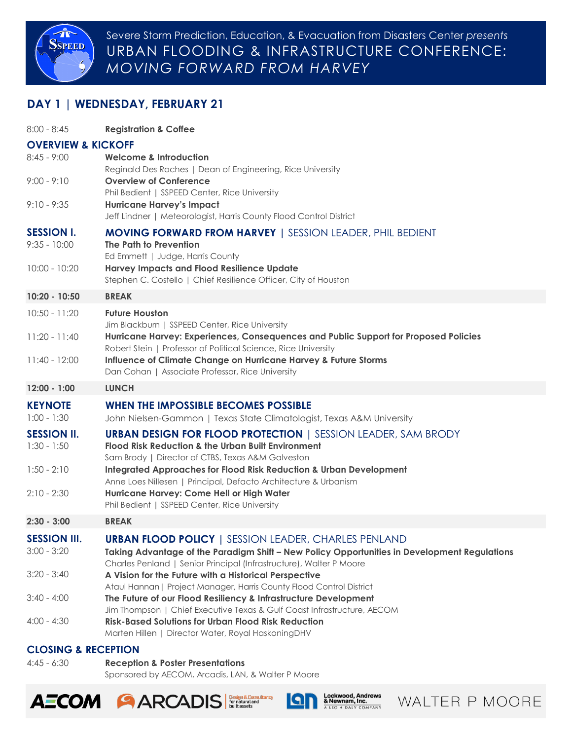Severe Storm Prediction, Education, & Evacuation from Disasters Center *presents*

# URBAN FLOODING & INFRASTRUCTURE CONFERENCE: *MOVING FORWARD FROM HARVEY*

## DAY 1 | WEDNESDAY, FEBRUARY 21

8:00 - 8:45 **Registration & Coffee**

### OVERVIEW & KICKOFF

8:45 - 9:00 **Welcome & Introduction**
Reginald Des Roches | Dean of Engineering, Rice University

9:00 - 9:10 **Overview of Conference**
Phil Bedient | SSPEED Center, Rice University

9:10 - 9:35 **Hurricane Harvey's Impact**
Jeff Lindner | Meteorologist, Harris County Flood Control District

### SESSION I. MOVING FORWARD FROM HARVEY | SESSION LEADER, PHIL BEDIENT

9:35 - 10:00 **The Path to Prevention**
Ed Emmett | Judge, Harris County

10:00 - 10:20 **Harvey Impacts and Flood Resilience Update**
Stephen C. Costello | Chief Resilience Officer, City of Houston

**10:20 - 10:50 BREAK**

10:50 - 11:20 **Future Houston**
Jim Blackburn | SSPEED Center, Rice University

11:20 - 11:40 **Hurricane Harvey: Experiences, Consequences and Public Support for Proposed Policies**
Robert Stein | Professor of Political Science, Rice University

11:40 - 12:00 **Influence of Climate Change on Hurricane Harvey & Future Storms**
Dan Cohan | Associate Professor, Rice University

**12:00 - 1:00 LUNCH**

### KEYNOTE WHEN THE IMPOSSIBLE BECOMES POSSIBLE

1:00 - 1:30 John Nielsen-Gammon | Texas State Climatologist, Texas A&M University

### SESSION II. URBAN DESIGN FOR FLOOD PROTECTION | SESSION LEADER, SAM BRODY

1:30 - 1:50 **Flood Risk Reduction & the Urban Built Environment**
Sam Brody | Director of CTBS, Texas A&M Galveston

1:50 - 2:10 **Integrated Approaches for Flood Risk Reduction & Urban Development**
Anne Loes Nillesen | Principal, Defacto Architecture & Urbanism

2:10 - 2:30 **Hurricane Harvey: Come Hell or High Water**
Phil Bedient | SSPEED Center, Rice University

**2:30 - 3:00 BREAK**

### SESSION III. URBAN FLOOD POLICY | SESSION LEADER, CHARLES PENLAND

3:00 - 3:20 **Taking Advantage of the Paradigm Shift – New Policy Opportunities in Development Regulations**
Charles Penland | Senior Principal (Infrastructure), Walter P Moore

3:20 - 3:40 **A Vision for the Future with a Historical Perspective**
Ataul Hannan| Project Manager, Harris County Flood Control District

3:40 - 4:00 **The Future of our Flood Resiliency & Infrastructure Development**
Jim Thompson | Chief Executive Texas & Gulf Coast Infrastructure, AECOM

4:00 - 4:30 **Risk-Based Solutions for Urban Flood Risk Reduction**
Marten Hillen | Director Water, Royal HaskoningDHV

### CLOSING & RECEPTION

4:45 - 6:30 **Reception & Poster Presentations**
Sponsored by AECOM, Arcadis, LAN, & Walter P Moore

AECOM | ARCADIS Design & Consultancy for natural and built assets | LAN Lockwood, Andrews & Newnam, Inc. A LEO A DALY COMPANY | WALTER P MOORE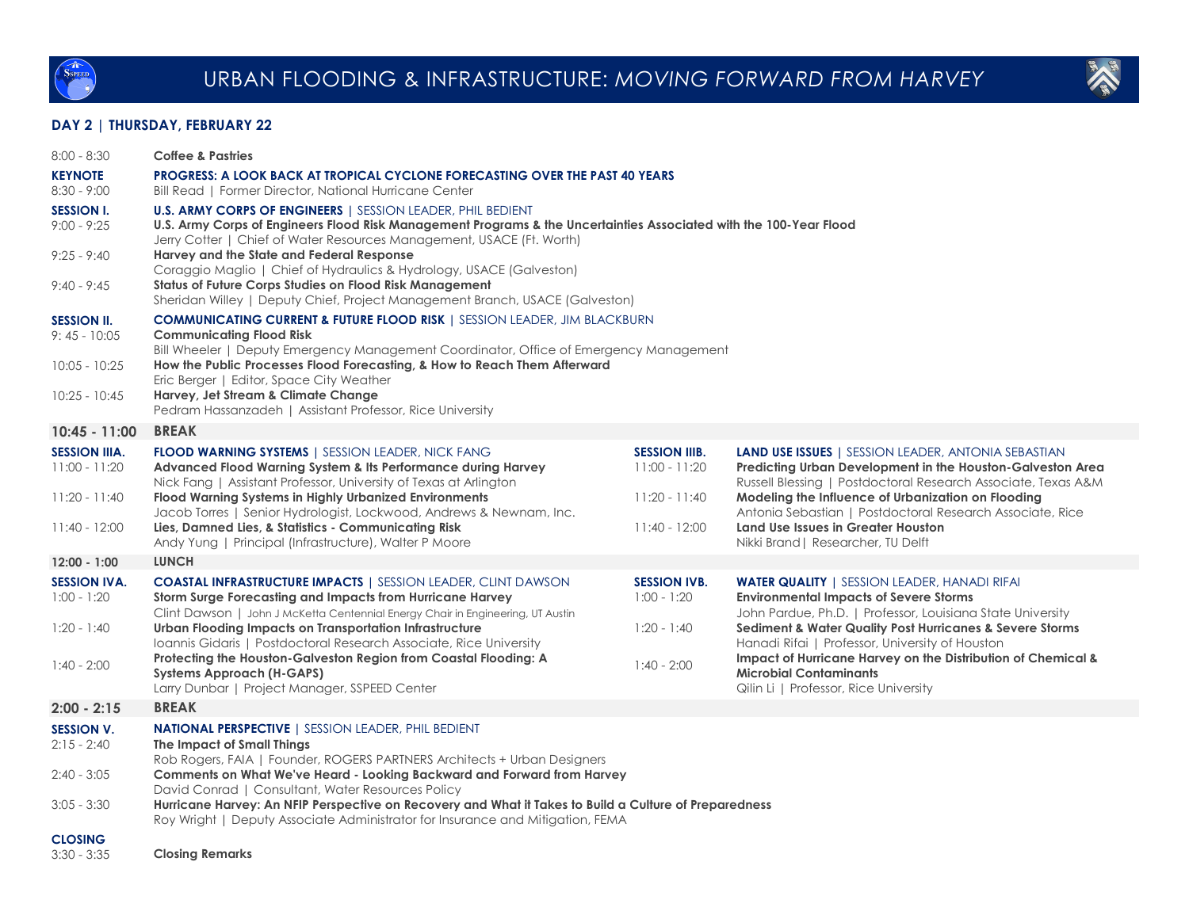# URBAN FLOODING & INFRASTRUCTURE: *MOVING FORWARD FROM HARVEY*

## DAY 2 | THURSDAY, FEBRUARY 22

8:00 - 8:30 **Coffee & Pastries**

**KEYNOTE**
8:30 - 9:00
**PROGRESS: A LOOK BACK AT TROPICAL CYCLONE FORECASTING OVER THE PAST 40 YEARS**
Bill Read | Former Director, National Hurricane Center

**SESSION I.** **U.S. ARMY CORPS OF ENGINEERS** | SESSION LEADER, PHIL BEDIENT

9:00 - 9:25
**U.S. Army Corps of Engineers Flood Risk Management Programs & the Uncertainties Associated with the 100-Year Flood**
Jerry Cotter | Chief of Water Resources Management, USACE (Ft. Worth)

9:25 - 9:40
**Harvey and the State and Federal Response**
Coraggio Maglio | Chief of Hydraulics & Hydrology, USACE (Galveston)

9:40 - 9:45
**Status of Future Corps Studies on Flood Risk Management**
Sheridan Willey | Deputy Chief, Project Management Branch, USACE (Galveston)

**SESSION II.** **COMMUNICATING CURRENT & FUTURE FLOOD RISK** | SESSION LEADER, JIM BLACKBURN

9: 45 - 10:05
**Communicating Flood Risk**
Bill Wheeler | Deputy Emergency Management Coordinator, Office of Emergency Management

10:05 - 10:25
**How the Public Processes Flood Forecasting, & How to Reach Them Afterward**
Eric Berger | Editor, Space City Weather

10:25 - 10:45
**Harvey, Jet Stream & Climate Change**
Pedram Hassanzadeh | Assistant Professor, Rice University

**10:45 - 11:00 BREAK**

**SESSION IIIA.** **FLOOD WARNING SYSTEMS** | SESSION LEADER, NICK FANG

11:00 - 11:20
**Advanced Flood Warning System & Its Performance during Harvey**
Nick Fang | Assistant Professor, University of Texas at Arlington

11:20 - 11:40
**Flood Warning Systems in Highly Urbanized Environments**
Jacob Torres | Senior Hydrologist, Lockwood, Andrews & Newnam, Inc.

11:40 - 12:00
**Lies, Damned Lies, & Statistics - Communicating Risk**
Andy Yung | Principal (Infrastructure), Walter P Moore

**SESSION IIIB.** **LAND USE ISSUES** | SESSION LEADER, ANTONIA SEBASTIAN

11:00 - 11:20
**Predicting Urban Development in the Houston-Galveston Area**
Russell Blessing | Postdoctoral Research Associate, Texas A&M

11:20 - 11:40
**Modeling the Influence of Urbanization on Flooding**
Antonia Sebastian | Postdoctoral Research Associate, Rice

11:40 - 12:00
**Land Use Issues in Greater Houston**
Nikki Brand| Researcher, TU Delft

**12:00 - 1:00 LUNCH**

**SESSION IVA.** **COASTAL INFRASTRUCTURE IMPACTS** | SESSION LEADER, CLINT DAWSON

1:00 - 1:20
**Storm Surge Forecasting and Impacts from Hurricane Harvey**
Clint Dawson | John J McKetta Centennial Energy Chair in Engineering, UT Austin

1:20 - 1:40
**Urban Flooding Impacts on Transportation Infrastructure**
Ioannis Gidaris | Postdoctoral Research Associate, Rice University

1:40 - 2:00
**Protecting the Houston-Galveston Region from Coastal Flooding: A Systems Approach (H-GAPS)**
Larry Dunbar | Project Manager, SSPEED Center

**SESSION IVB.** **WATER QUALITY** | SESSION LEADER, HANADI RIFAI

1:00 - 1:20
**Environmental Impacts of Severe Storms**
John Pardue, Ph.D. | Professor, Louisiana State University

1:20 - 1:40
**Sediment & Water Quality Post Hurricanes & Severe Storms**
Hanadi Rifai | Professor, University of Houston

1:40 - 2:00
**Impact of Hurricane Harvey on the Distribution of Chemical & Microbial Contaminants**
Qilin Li | Professor, Rice University

**2:00 - 2:15 BREAK**

**SESSION V.** **NATIONAL PERSPECTIVE** | SESSION LEADER, PHIL BEDIENT

2:15 - 2:40
**The Impact of Small Things**
Rob Rogers, FAIA | Founder, ROGERS PARTNERS Architects + Urban Designers

2:40 - 3:05
**Comments on What We've Heard - Looking Backward and Forward from Harvey**
David Conrad | Consultant, Water Resources Policy

3:05 - 3:30
**Hurricane Harvey: An NFIP Perspective on Recovery and What it Takes to Build a Culture of Preparedness**
Roy Wright | Deputy Associate Administrator for Insurance and Mitigation, FEMA

**CLOSING**
3:30 - 3:35 **Closing Remarks**